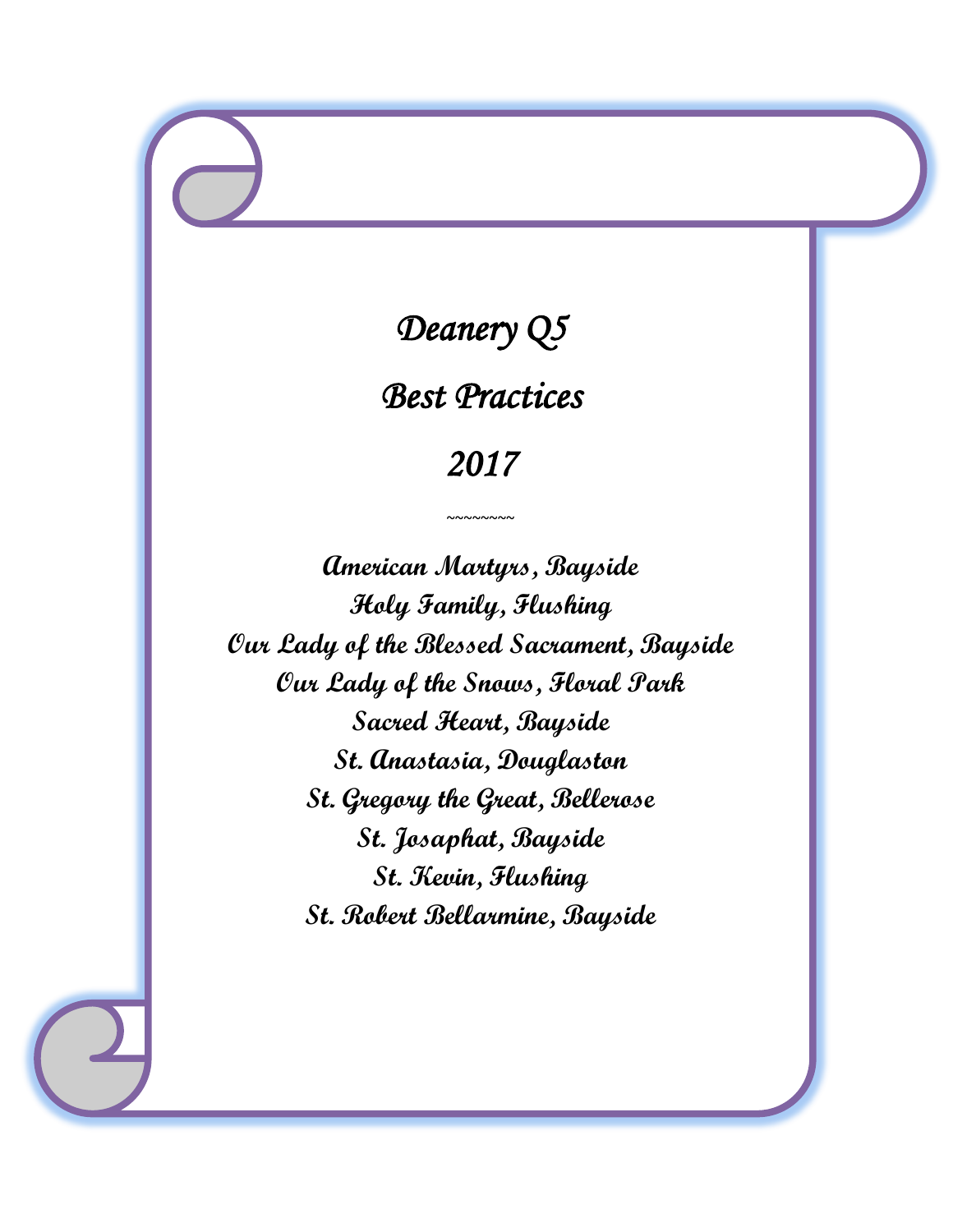# Deanery Q5

# Best Practices

# 2017

~~~~~~~~

**American Martyrs, Bayside**
**Holy Family, Flushing**
**Our Lady of the Blessed Sacrament, Bayside**
**Our Lady of the Snows, Floral Park**
**Sacred Heart, Bayside**
**St. Anastasia, Douglaston**
**St. Gregory the Great, Bellerose**
**St. Josaphat, Bayside**
**St. Kevin, Flushing**
**St. Robert Bellarmine, Bayside**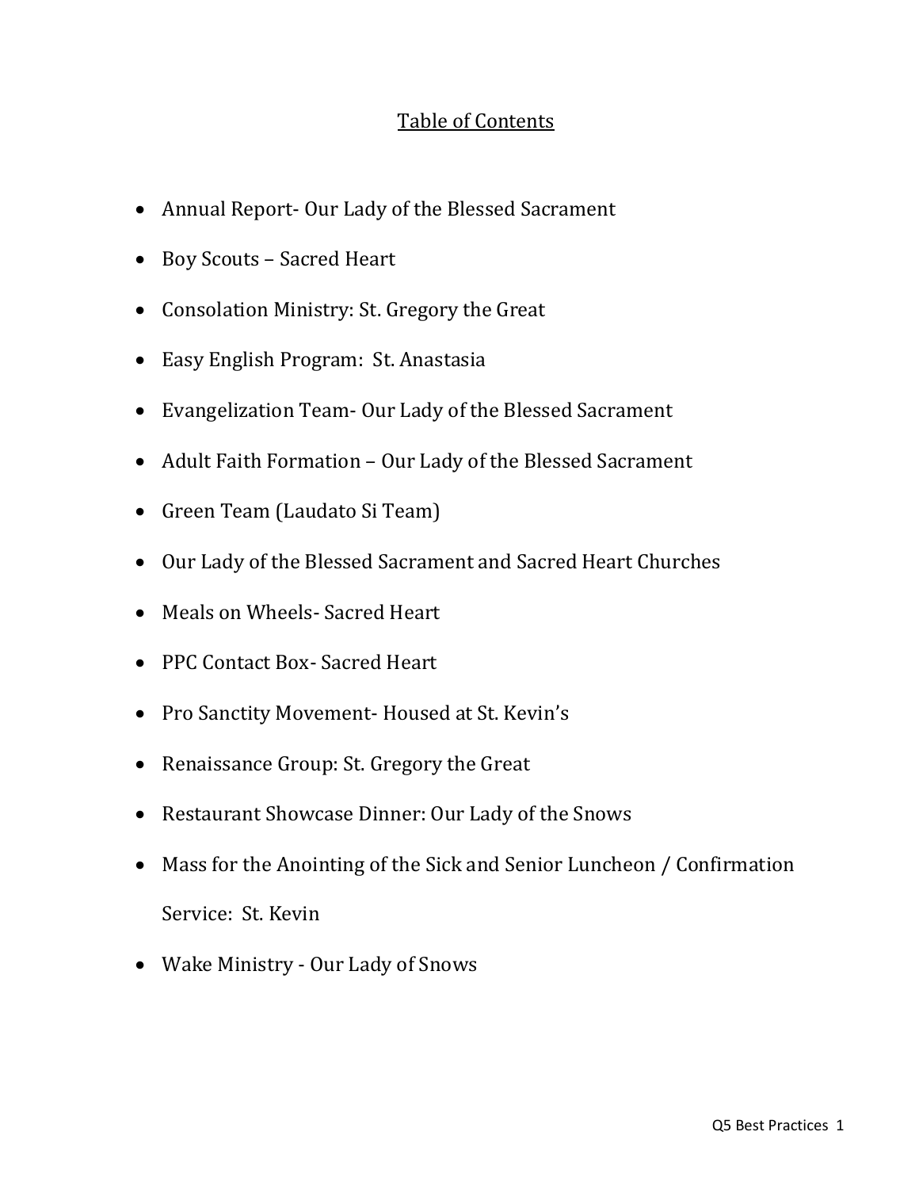# Table of Contents

- Annual Report- Our Lady of the Blessed Sacrament
- Boy Scouts – Sacred Heart
- Consolation Ministry: St. Gregory the Great
- Easy English Program: St. Anastasia
- Evangelization Team- Our Lady of the Blessed Sacrament
- Adult Faith Formation – Our Lady of the Blessed Sacrament
- Green Team (Laudato Si Team)
- Our Lady of the Blessed Sacrament and Sacred Heart Churches
- Meals on Wheels- Sacred Heart
- PPC Contact Box- Sacred Heart
- Pro Sanctity Movement- Housed at St. Kevin's
- Renaissance Group: St. Gregory the Great
- Restaurant Showcase Dinner: Our Lady of the Snows
- Mass for the Anointing of the Sick and Senior Luncheon / Confirmation Service: St. Kevin
- Wake Ministry - Our Lady of Snows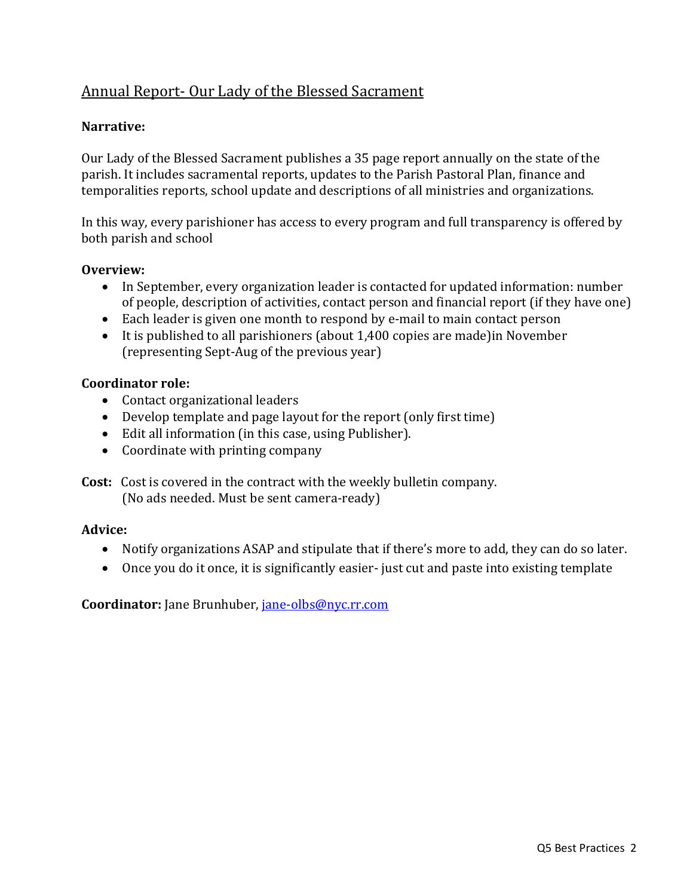## Annual Report- Our Lady of the Blessed Sacrament

**Narrative:**

Our Lady of the Blessed Sacrament publishes a 35 page report annually on the state of the parish. It includes sacramental reports, updates to the Parish Pastoral Plan, finance and temporalities reports, school update and descriptions of all ministries and organizations.

In this way, every parishioner has access to every program and full transparency is offered by both parish and school

**Overview:**

- In September, every organization leader is contacted for updated information: number of people, description of activities, contact person and financial report (if they have one)
- Each leader is given one month to respond by e-mail to main contact person
- It is published to all parishioners (about 1,400 copies are made)in November (representing Sept-Aug of the previous year)

**Coordinator role:**

- Contact organizational leaders
- Develop template and page layout for the report (only first time)
- Edit all information (in this case, using Publisher).
- Coordinate with printing company

**Cost:** Cost is covered in the contract with the weekly bulletin company.
(No ads needed. Must be sent camera-ready)

**Advice:**

- Notify organizations ASAP and stipulate that if there's more to add, they can do so later.
- Once you do it once, it is significantly easier- just cut and paste into existing template

**Coordinator:** Jane Brunhuber, jane-olbs@nyc.rr.com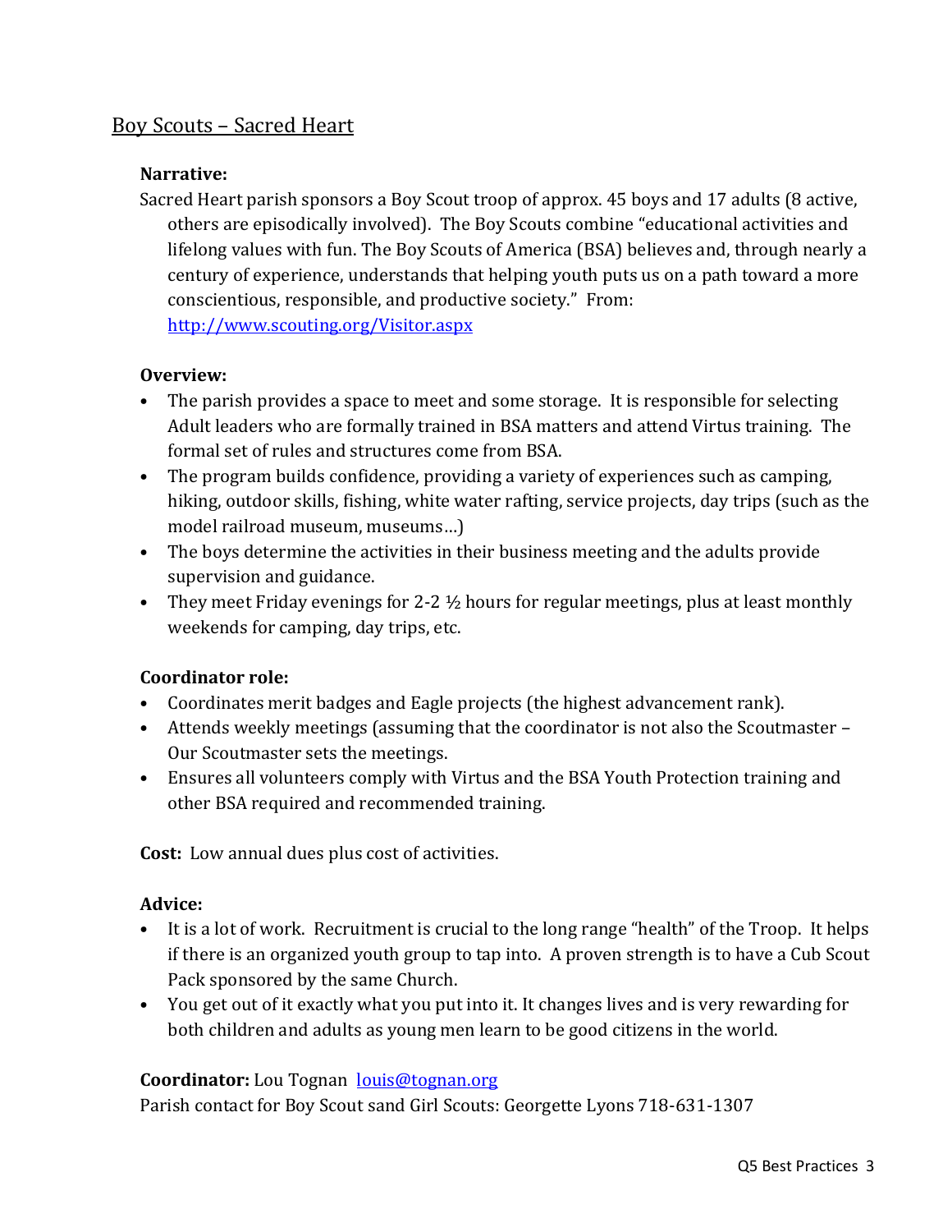## Boy Scouts – Sacred Heart

**Narrative:**

Sacred Heart parish sponsors a Boy Scout troop of approx. 45 boys and 17 adults (8 active, others are episodically involved). The Boy Scouts combine "educational activities and lifelong values with fun. The Boy Scouts of America (BSA) believes and, through nearly a century of experience, understands that helping youth puts us on a path toward a more conscientious, responsible, and productive society." From: http://www.scouting.org/Visitor.aspx

**Overview:**

- The parish provides a space to meet and some storage. It is responsible for selecting Adult leaders who are formally trained in BSA matters and attend Virtus training. The formal set of rules and structures come from BSA.
- The program builds confidence, providing a variety of experiences such as camping, hiking, outdoor skills, fishing, white water rafting, service projects, day trips (such as the model railroad museum, museums…)
- The boys determine the activities in their business meeting and the adults provide supervision and guidance.
- They meet Friday evenings for 2-2 ½ hours for regular meetings, plus at least monthly weekends for camping, day trips, etc.

**Coordinator role:**

- Coordinates merit badges and Eagle projects (the highest advancement rank).
- Attends weekly meetings (assuming that the coordinator is not also the Scoutmaster – Our Scoutmaster sets the meetings.
- Ensures all volunteers comply with Virtus and the BSA Youth Protection training and other BSA required and recommended training.

**Cost:** Low annual dues plus cost of activities.

**Advice:**

- It is a lot of work. Recruitment is crucial to the long range "health" of the Troop. It helps if there is an organized youth group to tap into. A proven strength is to have a Cub Scout Pack sponsored by the same Church.
- You get out of it exactly what you put into it. It changes lives and is very rewarding for both children and adults as young men learn to be good citizens in the world.

**Coordinator:** Lou Tognan louis@tognan.org

Parish contact for Boy Scout sand Girl Scouts: Georgette Lyons 718-631-1307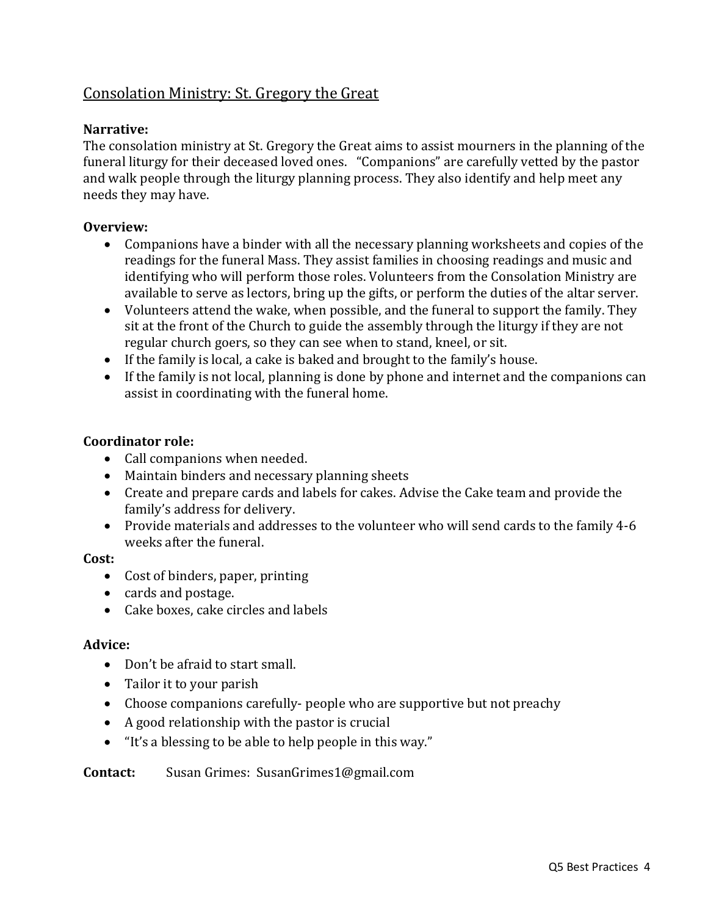## Consolation Ministry: St. Gregory the Great

**Narrative:**
The consolation ministry at St. Gregory the Great aims to assist mourners in the planning of the funeral liturgy for their deceased loved ones. "Companions" are carefully vetted by the pastor and walk people through the liturgy planning process. They also identify and help meet any needs they may have.

**Overview:**

- Companions have a binder with all the necessary planning worksheets and copies of the readings for the funeral Mass. They assist families in choosing readings and music and identifying who will perform those roles. Volunteers from the Consolation Ministry are available to serve as lectors, bring up the gifts, or perform the duties of the altar server.
- Volunteers attend the wake, when possible, and the funeral to support the family. They sit at the front of the Church to guide the assembly through the liturgy if they are not regular church goers, so they can see when to stand, kneel, or sit.
- If the family is local, a cake is baked and brought to the family's house.
- If the family is not local, planning is done by phone and internet and the companions can assist in coordinating with the funeral home.

**Coordinator role:**

- Call companions when needed.
- Maintain binders and necessary planning sheets
- Create and prepare cards and labels for cakes. Advise the Cake team and provide the family's address for delivery.
- Provide materials and addresses to the volunteer who will send cards to the family 4-6 weeks after the funeral.

**Cost:**

- Cost of binders, paper, printing
- cards and postage.
- Cake boxes, cake circles and labels

**Advice:**

- Don't be afraid to start small.
- Tailor it to your parish
- Choose companions carefully- people who are supportive but not preachy
- A good relationship with the pastor is crucial
- "It's a blessing to be able to help people in this way."

**Contact:** Susan Grimes: SusanGrimes1@gmail.com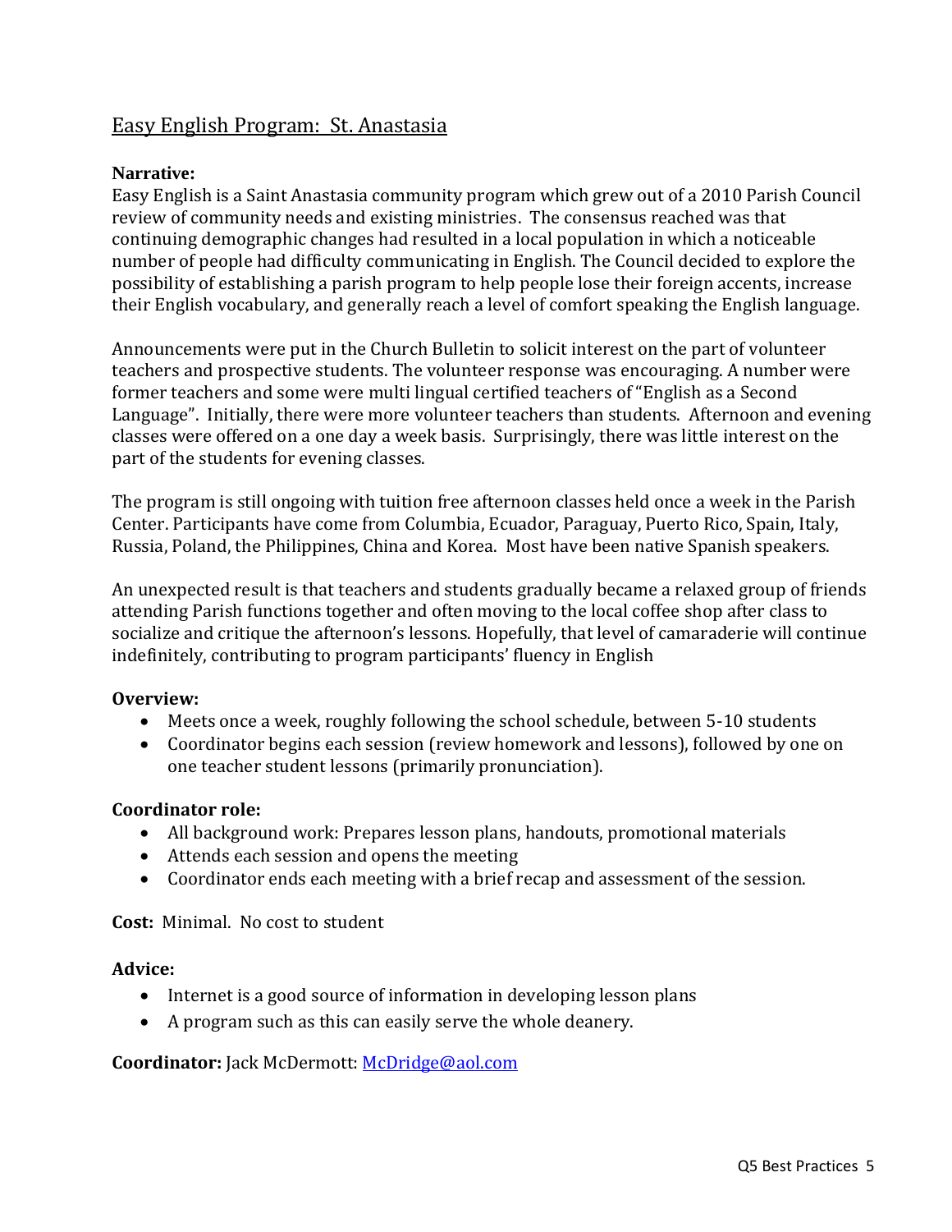## Easy English Program: St. Anastasia

**Narrative:**

Easy English is a Saint Anastasia community program which grew out of a 2010 Parish Council review of community needs and existing ministries. The consensus reached was that continuing demographic changes had resulted in a local population in which a noticeable number of people had difficulty communicating in English. The Council decided to explore the possibility of establishing a parish program to help people lose their foreign accents, increase their English vocabulary, and generally reach a level of comfort speaking the English language.

Announcements were put in the Church Bulletin to solicit interest on the part of volunteer teachers and prospective students. The volunteer response was encouraging. A number were former teachers and some were multi lingual certified teachers of "English as a Second Language". Initially, there were more volunteer teachers than students. Afternoon and evening classes were offered on a one day a week basis. Surprisingly, there was little interest on the part of the students for evening classes.

The program is still ongoing with tuition free afternoon classes held once a week in the Parish Center. Participants have come from Columbia, Ecuador, Paraguay, Puerto Rico, Spain, Italy, Russia, Poland, the Philippines, China and Korea. Most have been native Spanish speakers.

An unexpected result is that teachers and students gradually became a relaxed group of friends attending Parish functions together and often moving to the local coffee shop after class to socialize and critique the afternoon's lessons. Hopefully, that level of camaraderie will continue indefinitely, contributing to program participants' fluency in English

**Overview:**

- Meets once a week, roughly following the school schedule, between 5-10 students
- Coordinator begins each session (review homework and lessons), followed by one on one teacher student lessons (primarily pronunciation).

**Coordinator role:**

- All background work: Prepares lesson plans, handouts, promotional materials
- Attends each session and opens the meeting
- Coordinator ends each meeting with a brief recap and assessment of the session.

**Cost:** Minimal. No cost to student

**Advice:**

- Internet is a good source of information in developing lesson plans
- A program such as this can easily serve the whole deanery.

**Coordinator:** Jack McDermott: McDridge@aol.com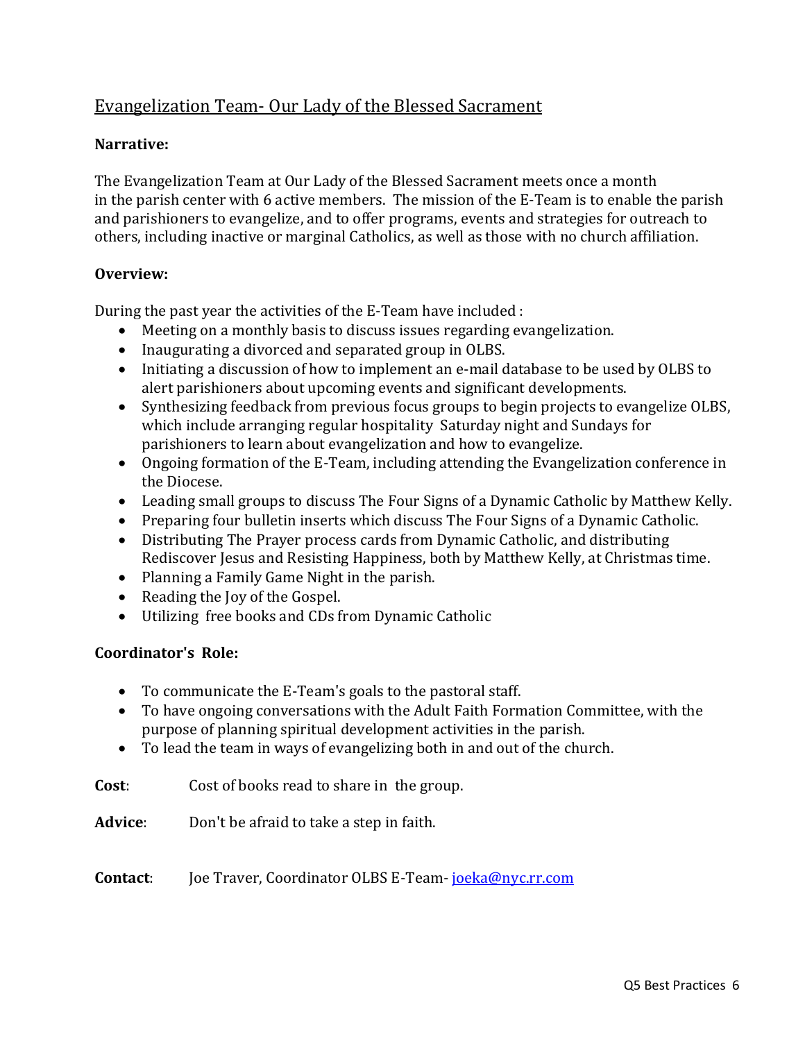## Evangelization Team- Our Lady of the Blessed Sacrament

**Narrative:**

The Evangelization Team at Our Lady of the Blessed Sacrament meets once a month in the parish center with 6 active members. The mission of the E-Team is to enable the parish and parishioners to evangelize, and to offer programs, events and strategies for outreach to others, including inactive or marginal Catholics, as well as those with no church affiliation.

**Overview:**

During the past year the activities of the E-Team have included :

- Meeting on a monthly basis to discuss issues regarding evangelization.
- Inaugurating a divorced and separated group in OLBS.
- Initiating a discussion of how to implement an e-mail database to be used by OLBS to alert parishioners about upcoming events and significant developments.
- Synthesizing feedback from previous focus groups to begin projects to evangelize OLBS, which include arranging regular hospitality Saturday night and Sundays for parishioners to learn about evangelization and how to evangelize.
- Ongoing formation of the E-Team, including attending the Evangelization conference in the Diocese.
- Leading small groups to discuss The Four Signs of a Dynamic Catholic by Matthew Kelly.
- Preparing four bulletin inserts which discuss The Four Signs of a Dynamic Catholic.
- Distributing The Prayer process cards from Dynamic Catholic, and distributing Rediscover Jesus and Resisting Happiness, both by Matthew Kelly, at Christmas time.
- Planning a Family Game Night in the parish.
- Reading the Joy of the Gospel.
- Utilizing free books and CDs from Dynamic Catholic

**Coordinator's Role:**

- To communicate the E-Team's goals to the pastoral staff.
- To have ongoing conversations with the Adult Faith Formation Committee, with the purpose of planning spiritual development activities in the parish.
- To lead the team in ways of evangelizing both in and out of the church.

**Cost**: Cost of books read to share in the group.

**Advice**: Don't be afraid to take a step in faith.

**Contact**: Joe Traver, Coordinator OLBS E-Team- joeka@nyc.rr.com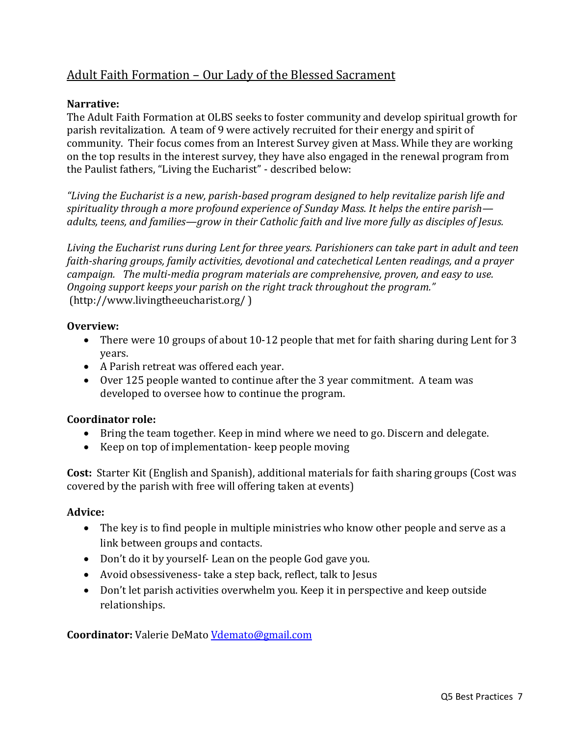## Adult Faith Formation – Our Lady of the Blessed Sacrament

**Narrative:**
The Adult Faith Formation at OLBS seeks to foster community and develop spiritual growth for parish revitalization. A team of 9 were actively recruited for their energy and spirit of community. Their focus comes from an Interest Survey given at Mass. While they are working on the top results in the interest survey, they have also engaged in the renewal program from the Paulist fathers, "Living the Eucharist" - described below:

*"Living the Eucharist is a new, parish-based program designed to help revitalize parish life and spirituality through a more profound experience of Sunday Mass. It helps the entire parish—adults, teens, and families—grow in their Catholic faith and live more fully as disciples of Jesus.*

*Living the Eucharist runs during Lent for three years. Parishioners can take part in adult and teen faith-sharing groups, family activities, devotional and catechetical Lenten readings, and a prayer campaign. The multi-media program materials are comprehensive, proven, and easy to use. Ongoing support keeps your parish on the right track throughout the program."*
(http://www.livingtheeucharist.org/ )

**Overview:**

- There were 10 groups of about 10-12 people that met for faith sharing during Lent for 3 years.
- A Parish retreat was offered each year.
- Over 125 people wanted to continue after the 3 year commitment. A team was developed to oversee how to continue the program.

**Coordinator role:**

- Bring the team together. Keep in mind where we need to go. Discern and delegate.
- Keep on top of implementation- keep people moving

**Cost:** Starter Kit (English and Spanish), additional materials for faith sharing groups (Cost was covered by the parish with free will offering taken at events)

**Advice:**

- The key is to find people in multiple ministries who know other people and serve as a link between groups and contacts.
- Don't do it by yourself- Lean on the people God gave you.
- Avoid obsessiveness- take a step back, reflect, talk to Jesus
- Don't let parish activities overwhelm you. Keep it in perspective and keep outside relationships.

**Coordinator:** Valerie DeMato Vdemato@gmail.com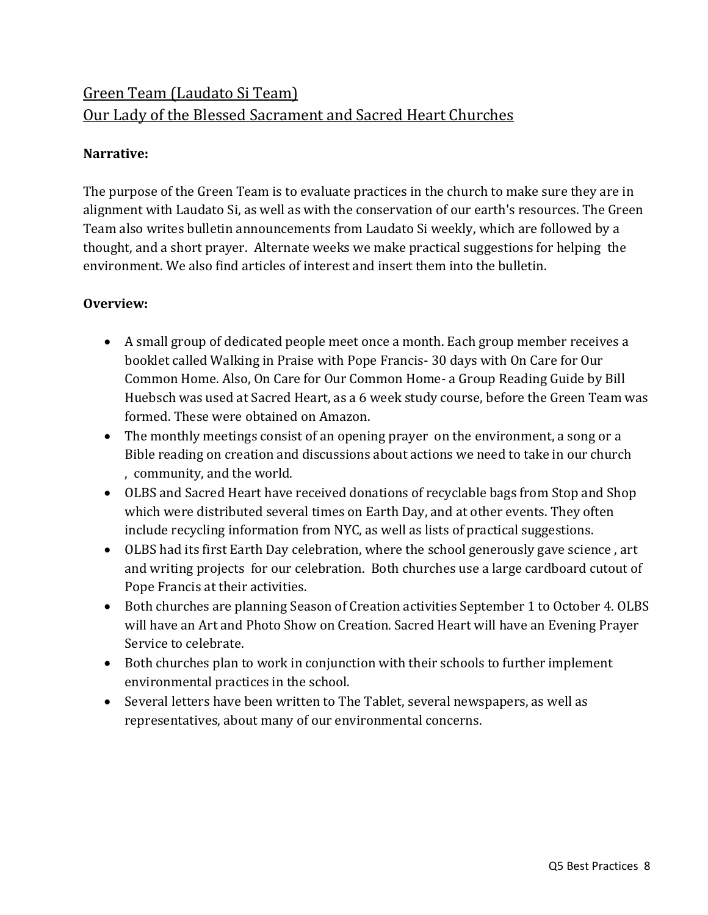## Green Team (Laudato Si Team)
## Our Lady of the Blessed Sacrament and Sacred Heart Churches

**Narrative:**

The purpose of the Green Team is to evaluate practices in the church to make sure they are in alignment with Laudato Si, as well as with the conservation of our earth's resources. The Green Team also writes bulletin announcements from Laudato Si weekly, which are followed by a thought, and a short prayer. Alternate weeks we make practical suggestions for helping the environment. We also find articles of interest and insert them into the bulletin.

**Overview:**

- A small group of dedicated people meet once a month. Each group member receives a booklet called Walking in Praise with Pope Francis- 30 days with On Care for Our Common Home. Also, On Care for Our Common Home- a Group Reading Guide by Bill Huebsch was used at Sacred Heart, as a 6 week study course, before the Green Team was formed. These were obtained on Amazon.
- The monthly meetings consist of an opening prayer on the environment, a song or a Bible reading on creation and discussions about actions we need to take in our church , community, and the world.
- OLBS and Sacred Heart have received donations of recyclable bags from Stop and Shop which were distributed several times on Earth Day, and at other events. They often include recycling information from NYC, as well as lists of practical suggestions.
- OLBS had its first Earth Day celebration, where the school generously gave science , art and writing projects for our celebration. Both churches use a large cardboard cutout of Pope Francis at their activities.
- Both churches are planning Season of Creation activities September 1 to October 4. OLBS will have an Art and Photo Show on Creation. Sacred Heart will have an Evening Prayer Service to celebrate.
- Both churches plan to work in conjunction with their schools to further implement environmental practices in the school.
- Several letters have been written to The Tablet, several newspapers, as well as representatives, about many of our environmental concerns.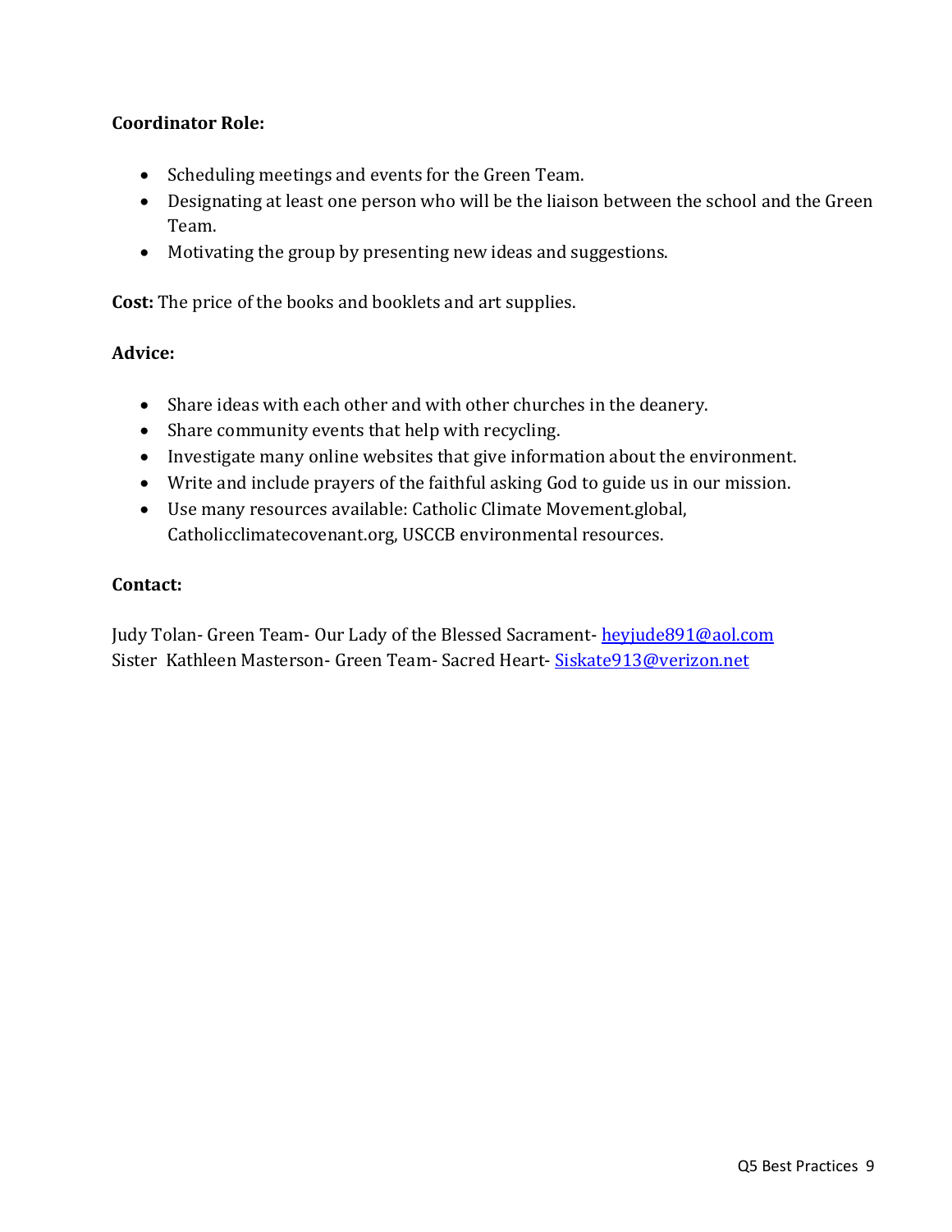**Coordinator Role:**

- Scheduling meetings and events for the Green Team.
- Designating at least one person who will be the liaison between the school and the Green Team.
- Motivating the group by presenting new ideas and suggestions.

**Cost:** The price of the books and booklets and art supplies.

**Advice:**

- Share ideas with each other and with other churches in the deanery.
- Share community events that help with recycling.
- Investigate many online websites that give information about the environment.
- Write and include prayers of the faithful asking God to guide us in our mission.
- Use many resources available: Catholic Climate Movement.global, Catholicclimatecovenant.org, USCCB environmental resources.

**Contact:**

Judy Tolan- Green Team- Our Lady of the Blessed Sacrament- heyjude891@aol.com
Sister Kathleen Masterson- Green Team- Sacred Heart- Siskate913@verizon.net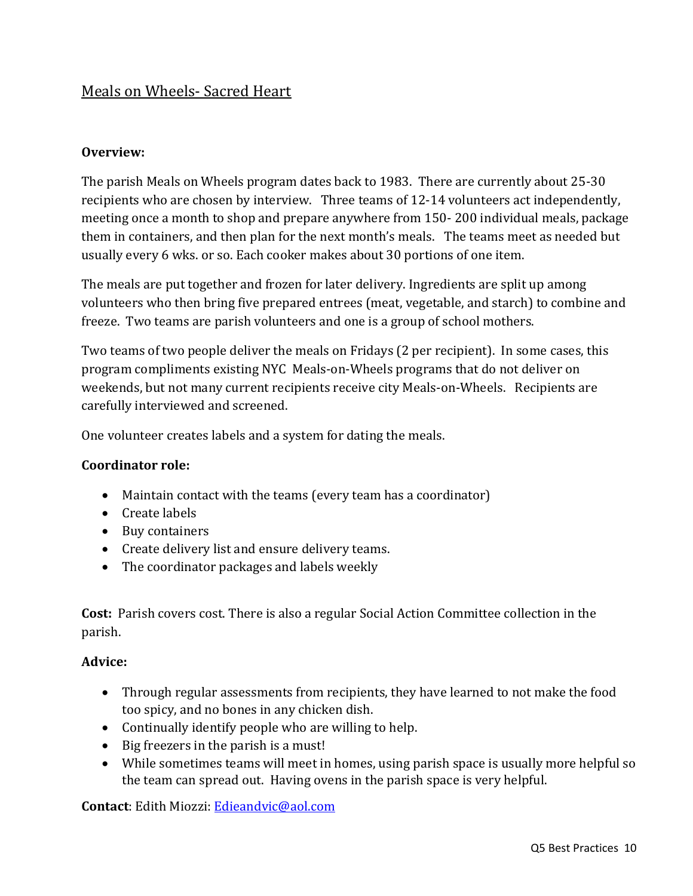## Meals on Wheels- Sacred Heart

**Overview:**

The parish Meals on Wheels program dates back to 1983. There are currently about 25-30 recipients who are chosen by interview. Three teams of 12-14 volunteers act independently, meeting once a month to shop and prepare anywhere from 150- 200 individual meals, package them in containers, and then plan for the next month's meals. The teams meet as needed but usually every 6 wks. or so. Each cooker makes about 30 portions of one item.

The meals are put together and frozen for later delivery. Ingredients are split up among volunteers who then bring five prepared entrees (meat, vegetable, and starch) to combine and freeze. Two teams are parish volunteers and one is a group of school mothers.

Two teams of two people deliver the meals on Fridays (2 per recipient). In some cases, this program compliments existing NYC Meals-on-Wheels programs that do not deliver on weekends, but not many current recipients receive city Meals-on-Wheels. Recipients are carefully interviewed and screened.

One volunteer creates labels and a system for dating the meals.

**Coordinator role:**

- Maintain contact with the teams (every team has a coordinator)
- Create labels
- Buy containers
- Create delivery list and ensure delivery teams.
- The coordinator packages and labels weekly

**Cost:** Parish covers cost. There is also a regular Social Action Committee collection in the parish.

**Advice:**

- Through regular assessments from recipients, they have learned to not make the food too spicy, and no bones in any chicken dish.
- Continually identify people who are willing to help.
- Big freezers in the parish is a must!
- While sometimes teams will meet in homes, using parish space is usually more helpful so the team can spread out. Having ovens in the parish space is very helpful.

**Contact**: Edith Miozzi: Edieandvic@aol.com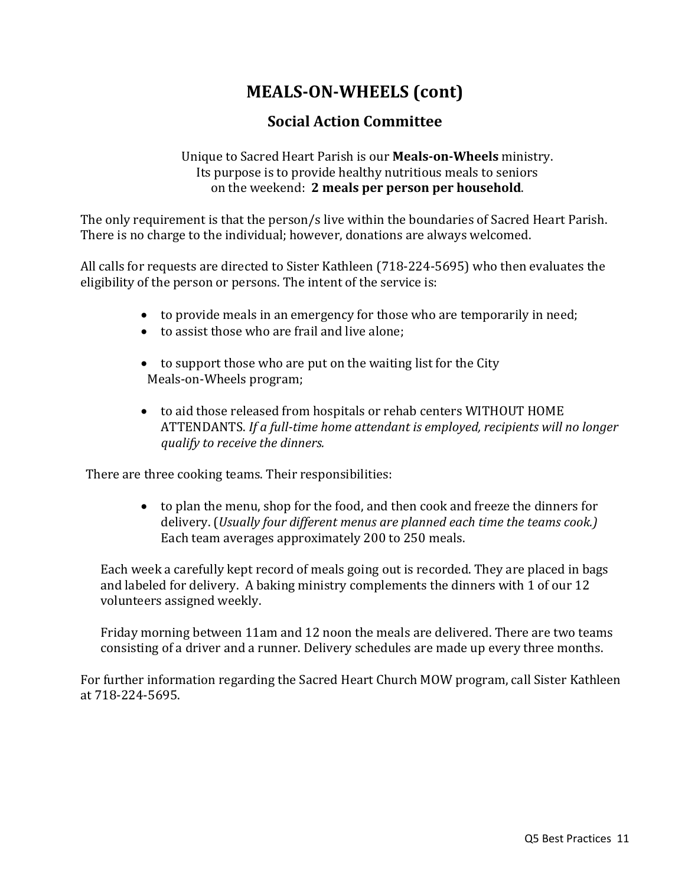# MEALS-ON-WHEELS (cont)

## Social Action Committee

Unique to Sacred Heart Parish is our **Meals-on-Wheels** ministry.
Its purpose is to provide healthy nutritious meals to seniors
on the weekend: **2 meals per person per household**.

The only requirement is that the person/s live within the boundaries of Sacred Heart Parish. There is no charge to the individual; however, donations are always welcomed.

All calls for requests are directed to Sister Kathleen (718-224-5695) who then evaluates the eligibility of the person or persons. The intent of the service is:

- to provide meals in an emergency for those who are temporarily in need;
- to assist those who are frail and live alone;
- to support those who are put on the waiting list for the City Meals-on-Wheels program;
- to aid those released from hospitals or rehab centers WITHOUT HOME ATTENDANTS. *If a full-time home attendant is employed, recipients will no longer qualify to receive the dinners.*

There are three cooking teams. Their responsibilities:

- to plan the menu, shop for the food, and then cook and freeze the dinners for delivery. (*Usually four different menus are planned each time the teams cook.)* Each team averages approximately 200 to 250 meals.

Each week a carefully kept record of meals going out is recorded. They are placed in bags and labeled for delivery. A baking ministry complements the dinners with 1 of our 12 volunteers assigned weekly.

Friday morning between 11am and 12 noon the meals are delivered. There are two teams consisting of a driver and a runner. Delivery schedules are made up every three months.

For further information regarding the Sacred Heart Church MOW program, call Sister Kathleen at 718-224-5695.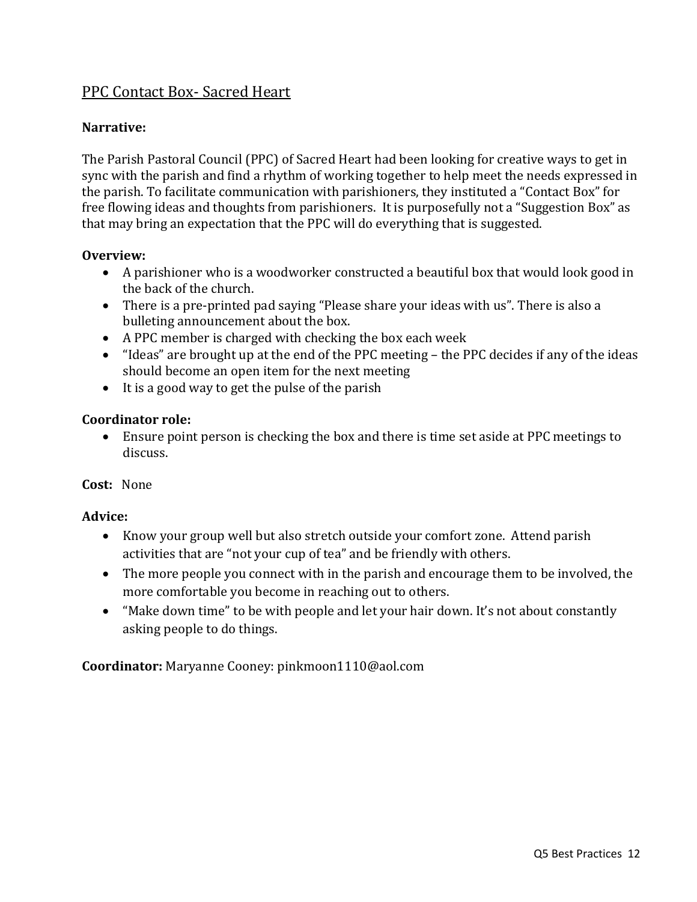## PPC Contact Box- Sacred Heart

**Narrative:**

The Parish Pastoral Council (PPC) of Sacred Heart had been looking for creative ways to get in sync with the parish and find a rhythm of working together to help meet the needs expressed in the parish. To facilitate communication with parishioners, they instituted a "Contact Box" for free flowing ideas and thoughts from parishioners. It is purposefully not a "Suggestion Box" as that may bring an expectation that the PPC will do everything that is suggested.

**Overview:**

- A parishioner who is a woodworker constructed a beautiful box that would look good in the back of the church.
- There is a pre-printed pad saying "Please share your ideas with us". There is also a bulleting announcement about the box.
- A PPC member is charged with checking the box each week
- "Ideas" are brought up at the end of the PPC meeting – the PPC decides if any of the ideas should become an open item for the next meeting
- It is a good way to get the pulse of the parish

**Coordinator role:**

- Ensure point person is checking the box and there is time set aside at PPC meetings to discuss.

**Cost:** None

**Advice:**

- Know your group well but also stretch outside your comfort zone. Attend parish activities that are "not your cup of tea" and be friendly with others.
- The more people you connect with in the parish and encourage them to be involved, the more comfortable you become in reaching out to others.
- "Make down time" to be with people and let your hair down. It's not about constantly asking people to do things.

**Coordinator:** Maryanne Cooney: pinkmoon1110@aol.com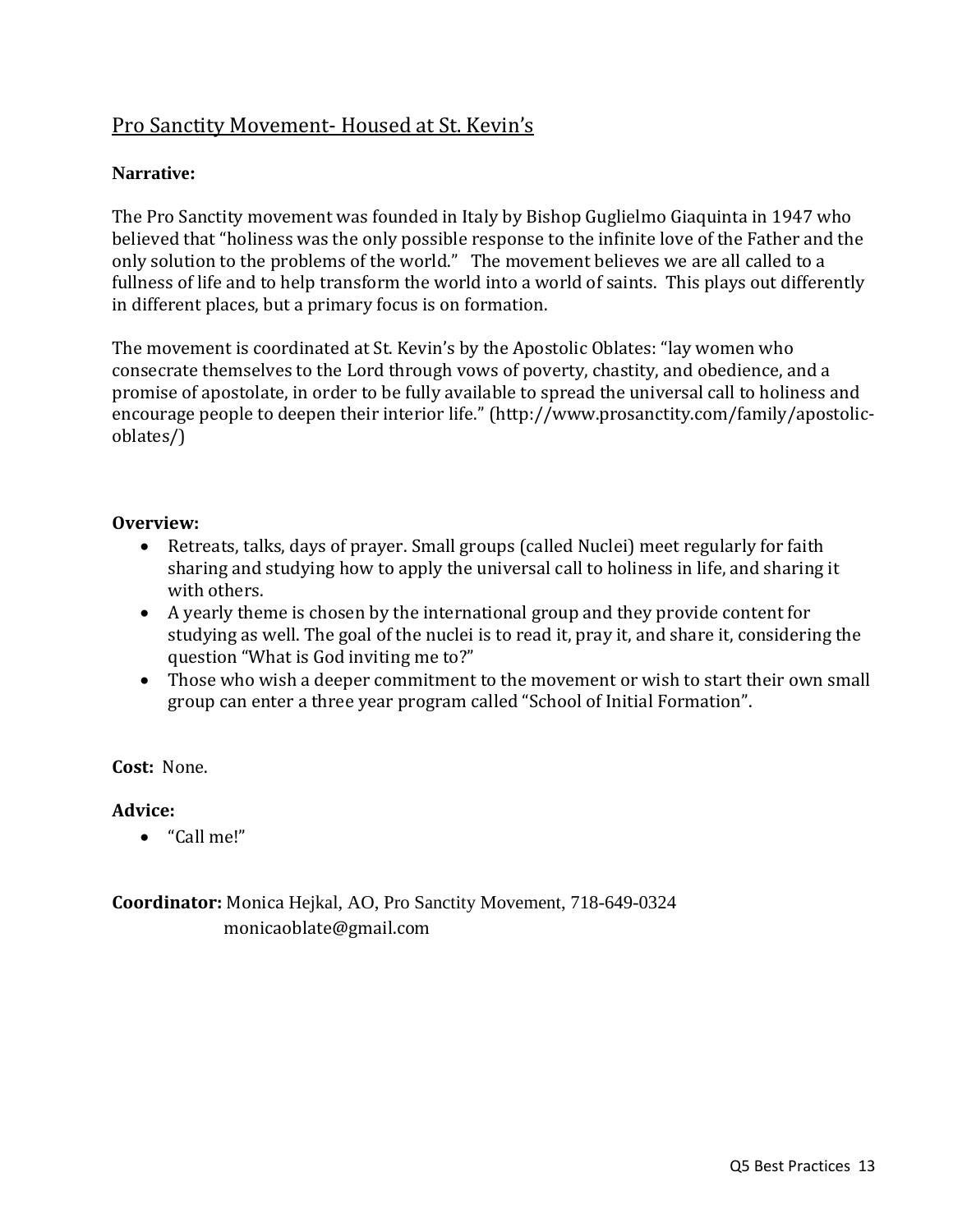## Pro Sanctity Movement- Housed at St. Kevin's

**Narrative:**

The Pro Sanctity movement was founded in Italy by Bishop Guglielmo Giaquinta in 1947 who believed that "holiness was the only possible response to the infinite love of the Father and the only solution to the problems of the world." The movement believes we are all called to a fullness of life and to help transform the world into a world of saints. This plays out differently in different places, but a primary focus is on formation.

The movement is coordinated at St. Kevin's by the Apostolic Oblates: "lay women who consecrate themselves to the Lord through vows of poverty, chastity, and obedience, and a promise of apostolate, in order to be fully available to spread the universal call to holiness and encourage people to deepen their interior life." (http://www.prosanctity.com/family/apostolic-oblates/)

**Overview:**

- Retreats, talks, days of prayer. Small groups (called Nuclei) meet regularly for faith sharing and studying how to apply the universal call to holiness in life, and sharing it with others.
- A yearly theme is chosen by the international group and they provide content for studying as well. The goal of the nuclei is to read it, pray it, and share it, considering the question "What is God inviting me to?"
- Those who wish a deeper commitment to the movement or wish to start their own small group can enter a three year program called "School of Initial Formation".

**Cost:** None.

**Advice:**

- "Call me!"

**Coordinator:** Monica Hejkal, AO, Pro Sanctity Movement, 718-649-0324
monicaoblate@gmail.com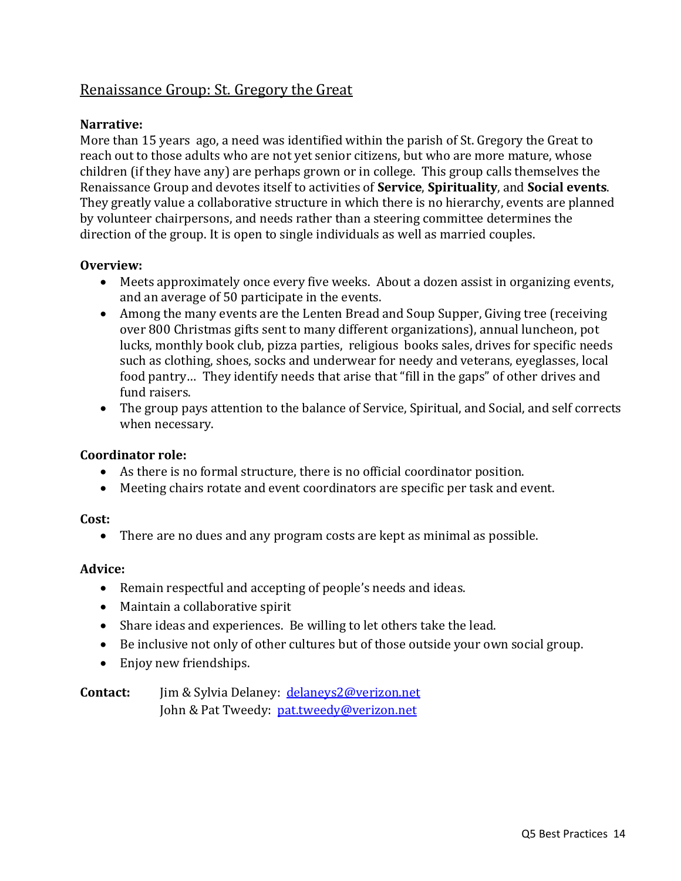## Renaissance Group: St. Gregory the Great

**Narrative:**
More than 15 years ago, a need was identified within the parish of St. Gregory the Great to reach out to those adults who are not yet senior citizens, but who are more mature, whose children (if they have any) are perhaps grown or in college. This group calls themselves the Renaissance Group and devotes itself to activities of **Service**, **Spirituality**, and **Social events**. They greatly value a collaborative structure in which there is no hierarchy, events are planned by volunteer chairpersons, and needs rather than a steering committee determines the direction of the group. It is open to single individuals as well as married couples.

**Overview:**

- Meets approximately once every five weeks. About a dozen assist in organizing events, and an average of 50 participate in the events.
- Among the many events are the Lenten Bread and Soup Supper, Giving tree (receiving over 800 Christmas gifts sent to many different organizations), annual luncheon, pot lucks, monthly book club, pizza parties, religious books sales, drives for specific needs such as clothing, shoes, socks and underwear for needy and veterans, eyeglasses, local food pantry… They identify needs that arise that "fill in the gaps" of other drives and fund raisers.
- The group pays attention to the balance of Service, Spiritual, and Social, and self corrects when necessary.

**Coordinator role:**

- As there is no formal structure, there is no official coordinator position.
- Meeting chairs rotate and event coordinators are specific per task and event.

**Cost:**

- There are no dues and any program costs are kept as minimal as possible.

**Advice:**

- Remain respectful and accepting of people's needs and ideas.
- Maintain a collaborative spirit
- Share ideas and experiences. Be willing to let others take the lead.
- Be inclusive not only of other cultures but of those outside your own social group.
- Enjoy new friendships.

**Contact:** Jim & Sylvia Delaney: delaneys2@verizon.net
John & Pat Tweedy: pat.tweedy@verizon.net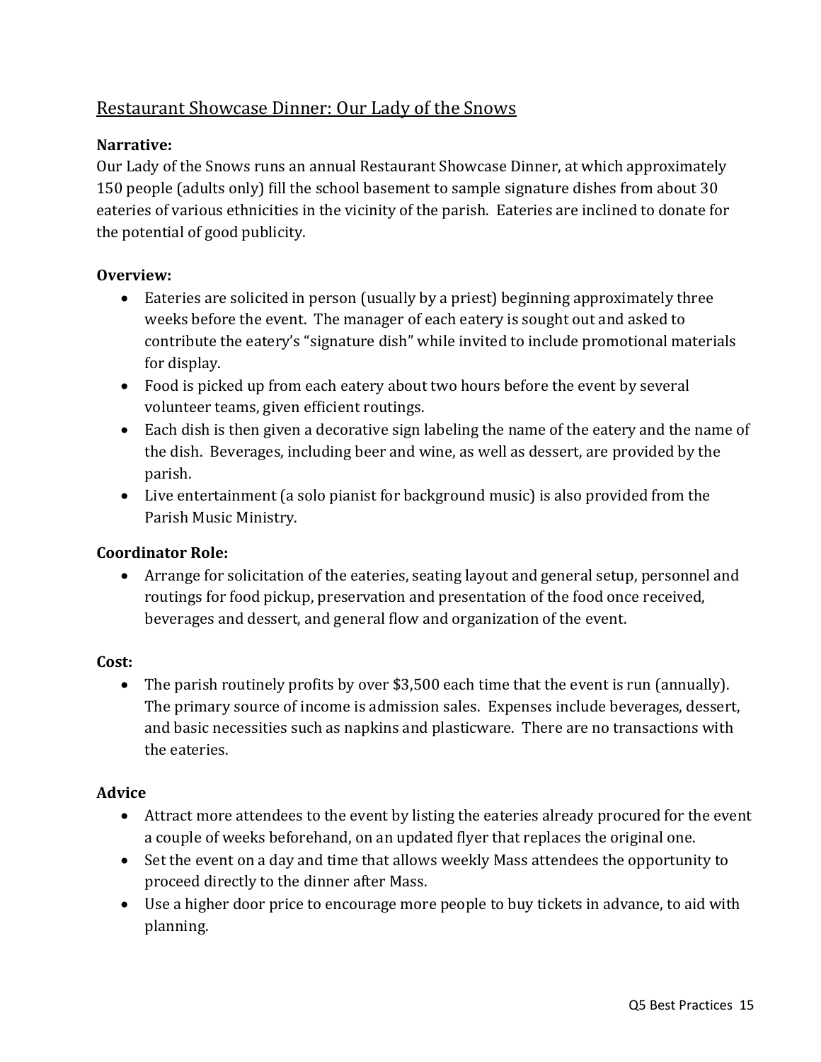## Restaurant Showcase Dinner: Our Lady of the Snows

**Narrative:**

Our Lady of the Snows runs an annual Restaurant Showcase Dinner, at which approximately 150 people (adults only) fill the school basement to sample signature dishes from about 30 eateries of various ethnicities in the vicinity of the parish. Eateries are inclined to donate for the potential of good publicity.

**Overview:**

- Eateries are solicited in person (usually by a priest) beginning approximately three weeks before the event. The manager of each eatery is sought out and asked to contribute the eatery's "signature dish" while invited to include promotional materials for display.
- Food is picked up from each eatery about two hours before the event by several volunteer teams, given efficient routings.
- Each dish is then given a decorative sign labeling the name of the eatery and the name of the dish. Beverages, including beer and wine, as well as dessert, are provided by the parish.
- Live entertainment (a solo pianist for background music) is also provided from the Parish Music Ministry.

**Coordinator Role:**

- Arrange for solicitation of the eateries, seating layout and general setup, personnel and routings for food pickup, preservation and presentation of the food once received, beverages and dessert, and general flow and organization of the event.

**Cost:**

- The parish routinely profits by over $3,500 each time that the event is run (annually). The primary source of income is admission sales. Expenses include beverages, dessert, and basic necessities such as napkins and plasticware. There are no transactions with the eateries.

**Advice**

- Attract more attendees to the event by listing the eateries already procured for the event a couple of weeks beforehand, on an updated flyer that replaces the original one.
- Set the event on a day and time that allows weekly Mass attendees the opportunity to proceed directly to the dinner after Mass.
- Use a higher door price to encourage more people to buy tickets in advance, to aid with planning.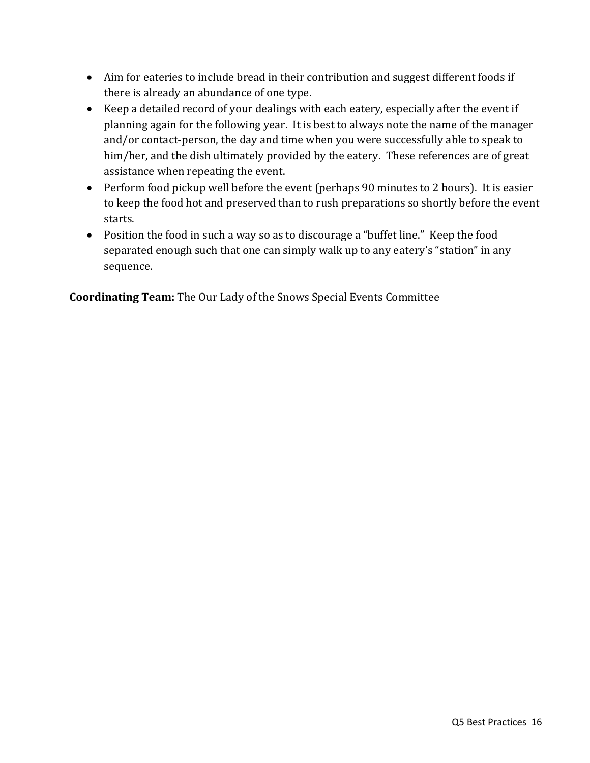- Aim for eateries to include bread in their contribution and suggest different foods if there is already an abundance of one type.
- Keep a detailed record of your dealings with each eatery, especially after the event if planning again for the following year. It is best to always note the name of the manager and/or contact-person, the day and time when you were successfully able to speak to him/her, and the dish ultimately provided by the eatery. These references are of great assistance when repeating the event.
- Perform food pickup well before the event (perhaps 90 minutes to 2 hours). It is easier to keep the food hot and preserved than to rush preparations so shortly before the event starts.
- Position the food in such a way so as to discourage a "buffet line." Keep the food separated enough such that one can simply walk up to any eatery's "station" in any sequence.

**Coordinating Team:** The Our Lady of the Snows Special Events Committee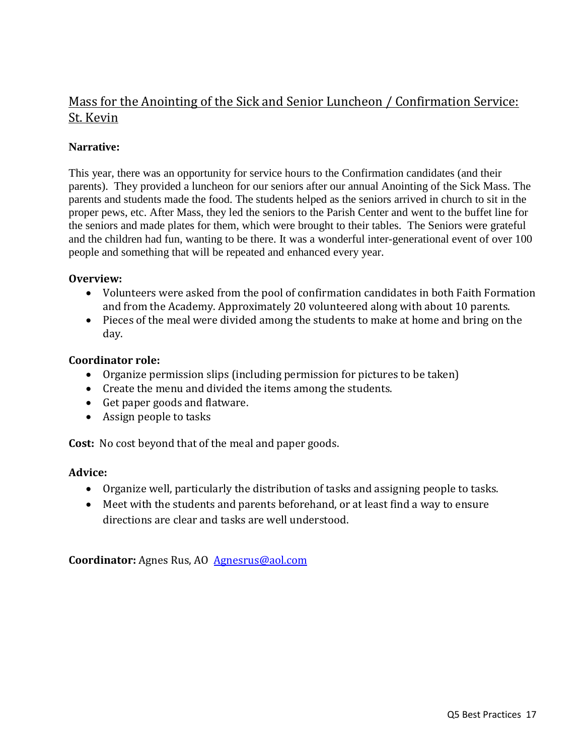## Mass for the Anointing of the Sick and Senior Luncheon / Confirmation Service: St. Kevin

**Narrative:**

This year, there was an opportunity for service hours to the Confirmation candidates (and their parents). They provided a luncheon for our seniors after our annual Anointing of the Sick Mass. The parents and students made the food. The students helped as the seniors arrived in church to sit in the proper pews, etc. After Mass, they led the seniors to the Parish Center and went to the buffet line for the seniors and made plates for them, which were brought to their tables. The Seniors were grateful and the children had fun, wanting to be there. It was a wonderful inter-generational event of over 100 people and something that will be repeated and enhanced every year.

**Overview:**

- Volunteers were asked from the pool of confirmation candidates in both Faith Formation and from the Academy. Approximately 20 volunteered along with about 10 parents.
- Pieces of the meal were divided among the students to make at home and bring on the day.

**Coordinator role:**

- Organize permission slips (including permission for pictures to be taken)
- Create the menu and divided the items among the students.
- Get paper goods and flatware.
- Assign people to tasks

**Cost:** No cost beyond that of the meal and paper goods.

**Advice:**

- Organize well, particularly the distribution of tasks and assigning people to tasks.
- Meet with the students and parents beforehand, or at least find a way to ensure directions are clear and tasks are well understood.

**Coordinator:** Agnes Rus, AO Agnesrus@aol.com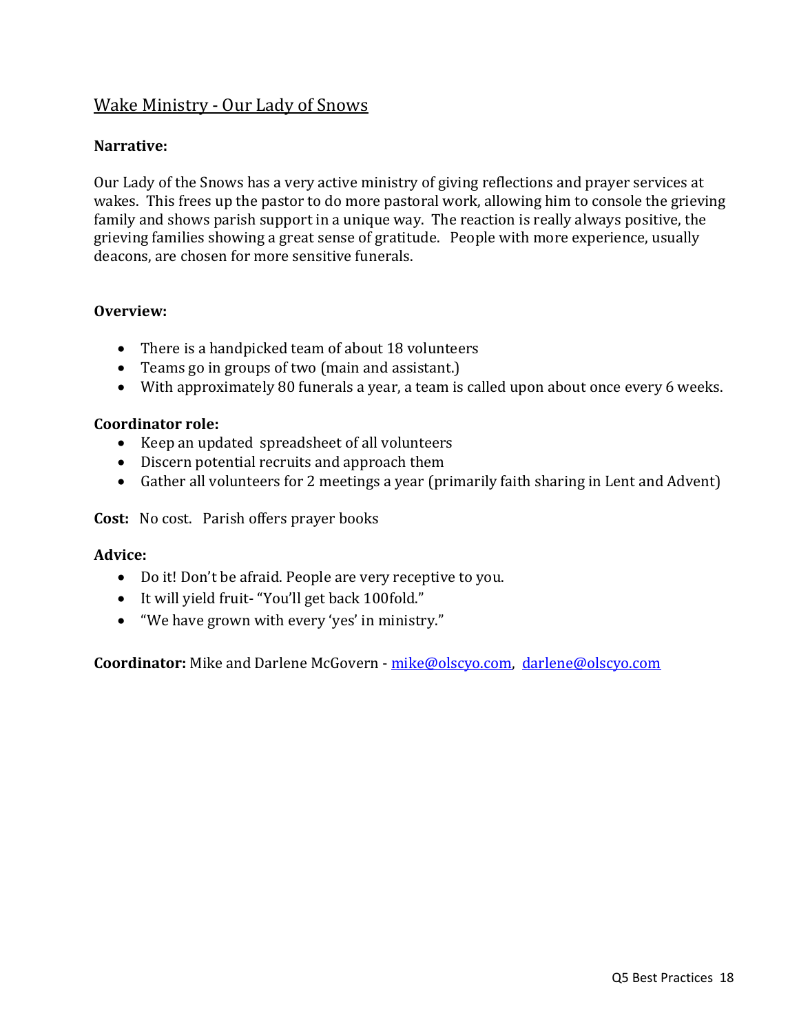## Wake Ministry - Our Lady of Snows

**Narrative:**

Our Lady of the Snows has a very active ministry of giving reflections and prayer services at wakes. This frees up the pastor to do more pastoral work, allowing him to console the grieving family and shows parish support in a unique way. The reaction is really always positive, the grieving families showing a great sense of gratitude. People with more experience, usually deacons, are chosen for more sensitive funerals.

**Overview:**

- There is a handpicked team of about 18 volunteers
- Teams go in groups of two (main and assistant.)
- With approximately 80 funerals a year, a team is called upon about once every 6 weeks.

**Coordinator role:**

- Keep an updated spreadsheet of all volunteers
- Discern potential recruits and approach them
- Gather all volunteers for 2 meetings a year (primarily faith sharing in Lent and Advent)

**Cost:** No cost. Parish offers prayer books

**Advice:**

- Do it! Don't be afraid. People are very receptive to you.
- It will yield fruit- "You'll get back 100fold."
- "We have grown with every 'yes' in ministry."

**Coordinator:** Mike and Darlene McGovern - mike@olscyo.com, darlene@olscyo.com